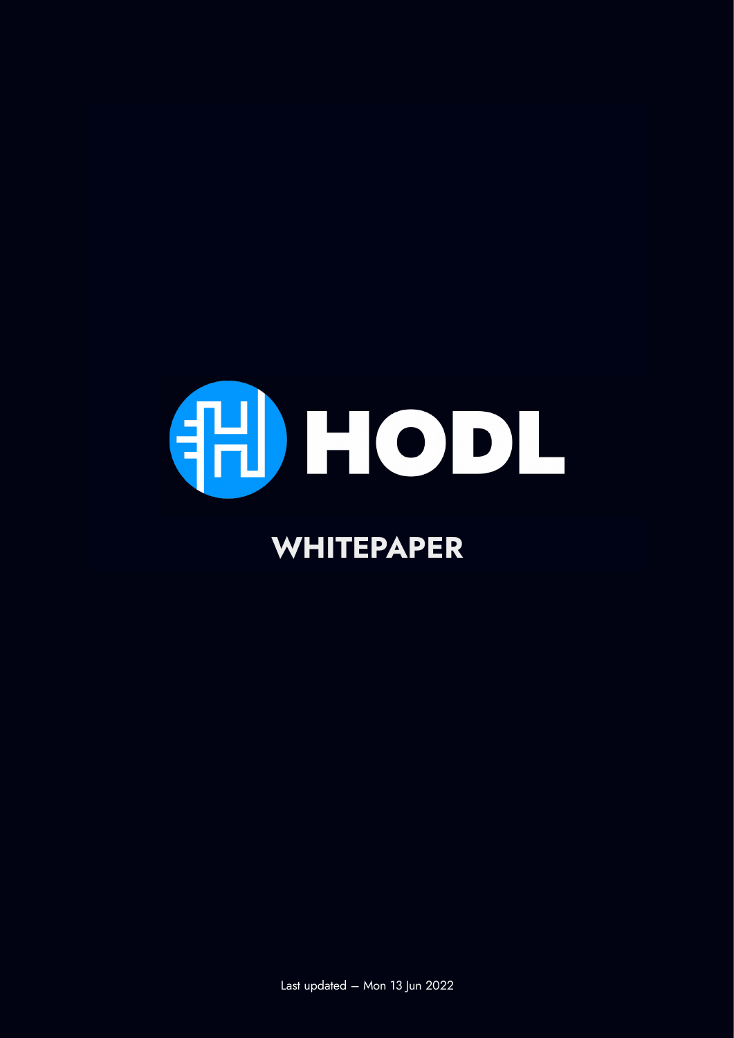# HODL

## WHITEPAPER

Last updated — Mon 13 Jun 2022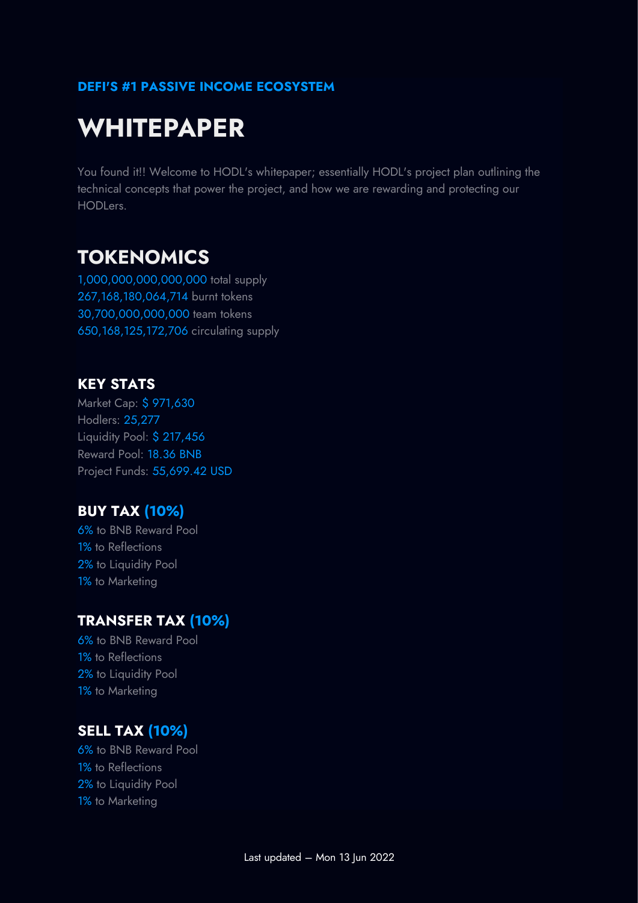**DEFI'S #1 PASSIVE INCOME ECOSYSTEM**

# WHITEPAPER

You found it!! Welcome to HODL's whitepaper; essentially HODL's project plan outlining the technical concepts that power the project, and how we are rewarding and protecting our HODLers.

## TOKENOMICS

1,000,000,000,000,000 total supply
267,168,180,064,714 burnt tokens
30,700,000,000,000 team tokens
650,168,125,172,706 circulating supply

### KEY STATS

Market Cap: $ 971,630
Hodlers: 25,277
Liquidity Pool: $ 217,456
Reward Pool: 18.36 BNB
Project Funds: 55,699.42 USD

### BUY TAX (10%)

6% to BNB Reward Pool
1% to Reflections
2% to Liquidity Pool
1% to Marketing

### TRANSFER TAX (10%)

6% to BNB Reward Pool
1% to Reflections
2% to Liquidity Pool
1% to Marketing

### SELL TAX (10%)

6% to BNB Reward Pool
1% to Reflections
2% to Liquidity Pool
1% to Marketing

Last updated – Mon 13 Jun 2022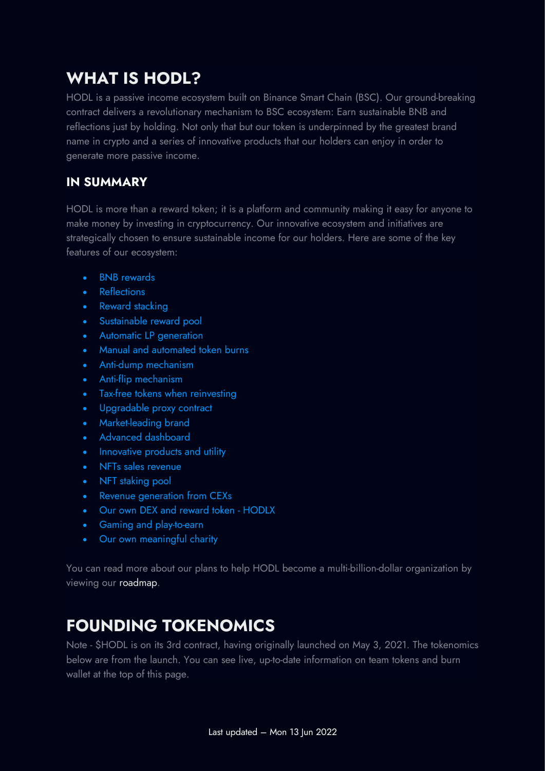# WHAT IS HODL?

HODL is a passive income ecosystem built on Binance Smart Chain (BSC). Our ground-breaking contract delivers a revolutionary mechanism to BSC ecosystem: Earn sustainable BNB and reflections just by holding. Not only that but our token is underpinned by the greatest brand name in crypto and a series of innovative products that our holders can enjoy in order to generate more passive income.

## IN SUMMARY

HODL is more than a reward token; it is a platform and community making it easy for anyone to make money by investing in cryptocurrency. Our innovative ecosystem and initiatives are strategically chosen to ensure sustainable income for our holders. Here are some of the key features of our ecosystem:

- BNB rewards
- Reflections
- Reward stacking
- Sustainable reward pool
- Automatic LP generation
- Manual and automated token burns
- Anti-dump mechanism
- Anti-flip mechanism
- Tax-free tokens when reinvesting
- Upgradable proxy contract
- Market-leading brand
- Advanced dashboard
- Innovative products and utility
- NFTs sales revenue
- NFT staking pool
- Revenue generation from CEXs
- Our own DEX and reward token - HODLX
- Gaming and play-to-earn
- Our own meaningful charity

You can read more about our plans to help HODL become a multi-billion-dollar organization by viewing our roadmap.

# FOUNDING TOKENOMICS

Note - $HODL is on its 3rd contract, having originally launched on May 3, 2021. The tokenomics below are from the launch. You can see live, up-to-date information on team tokens and burn wallet at the top of this page.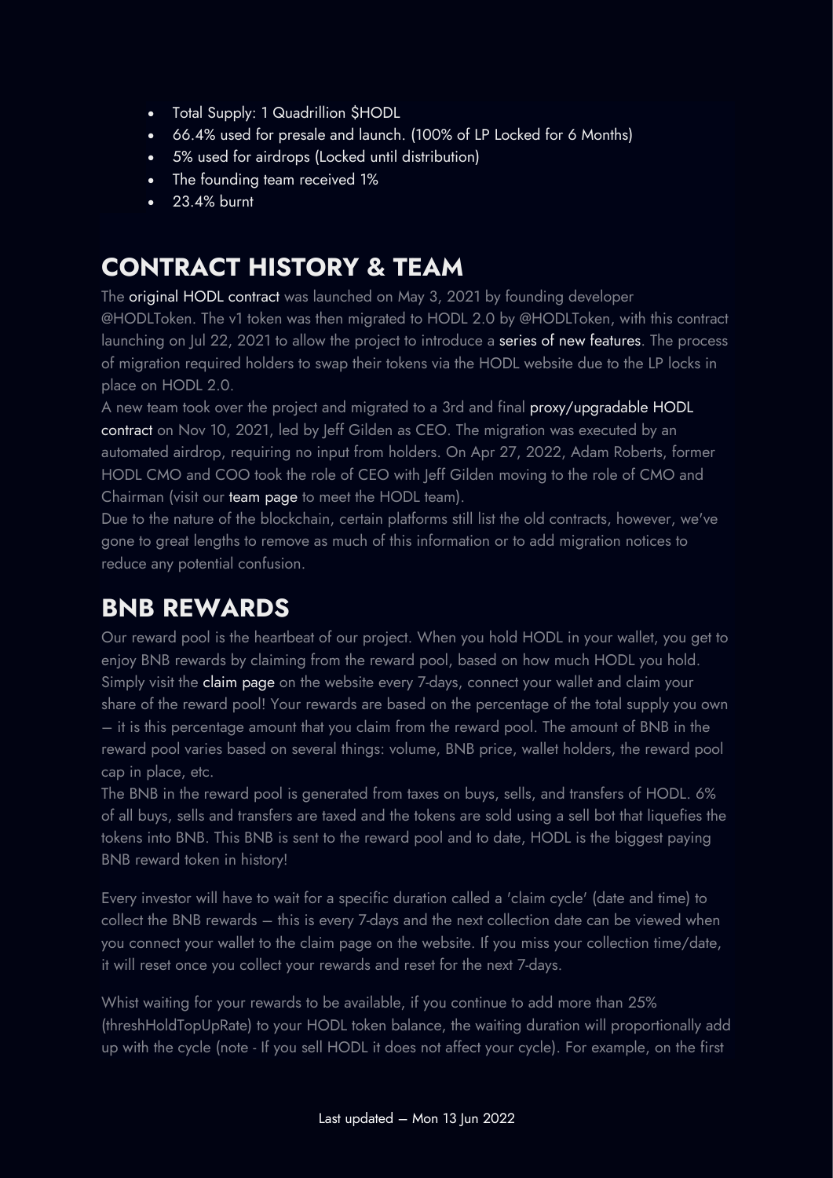- Total Supply: 1 Quadrillion $HODL
- 66.4% used for presale and launch. (100% of LP Locked for 6 Months)
- 5% used for airdrops (Locked until distribution)
- The founding team received 1%
- 23.4% burnt

## CONTRACT HISTORY & TEAM

The original HODL contract was launched on May 3, 2021 by founding developer @HODLToken. The v1 token was then migrated to HODL 2.0 by @HODLToken, with this contract launching on Jul 22, 2021 to allow the project to introduce a series of new features. The process of migration required holders to swap their tokens via the HODL website due to the LP locks in place on HODL 2.0.

A new team took over the project and migrated to a 3rd and final proxy/upgradable HODL contract on Nov 10, 2021, led by Jeff Gilden as CEO. The migration was executed by an automated airdrop, requiring no input from holders. On Apr 27, 2022, Adam Roberts, former HODL CMO and COO took the role of CEO with Jeff Gilden moving to the role of CMO and Chairman (visit our team page to meet the HODL team).

Due to the nature of the blockchain, certain platforms still list the old contracts, however, we've gone to great lengths to remove as much of this information or to add migration notices to reduce any potential confusion.

## BNB REWARDS

Our reward pool is the heartbeat of our project. When you hold HODL in your wallet, you get to enjoy BNB rewards by claiming from the reward pool, based on how much HODL you hold. Simply visit the claim page on the website every 7-days, connect your wallet and claim your share of the reward pool! Your rewards are based on the percentage of the total supply you own – it is this percentage amount that you claim from the reward pool. The amount of BNB in the reward pool varies based on several things: volume, BNB price, wallet holders, the reward pool cap in place, etc.

The BNB in the reward pool is generated from taxes on buys, sells, and transfers of HODL. 6% of all buys, sells and transfers are taxed and the tokens are sold using a sell bot that liquefies the tokens into BNB. This BNB is sent to the reward pool and to date, HODL is the biggest paying BNB reward token in history!

Every investor will have to wait for a specific duration called a 'claim cycle' (date and time) to collect the BNB rewards – this is every 7-days and the next collection date can be viewed when you connect your wallet to the claim page on the website. If you miss your collection time/date, it will reset once you collect your rewards and reset for the next 7-days.

Whist waiting for your rewards to be available, if you continue to add more than 25% (threshHoldTopUpRate) to your HODL token balance, the waiting duration will proportionally add up with the cycle (note - If you sell HODL it does not affect your cycle). For example, on the first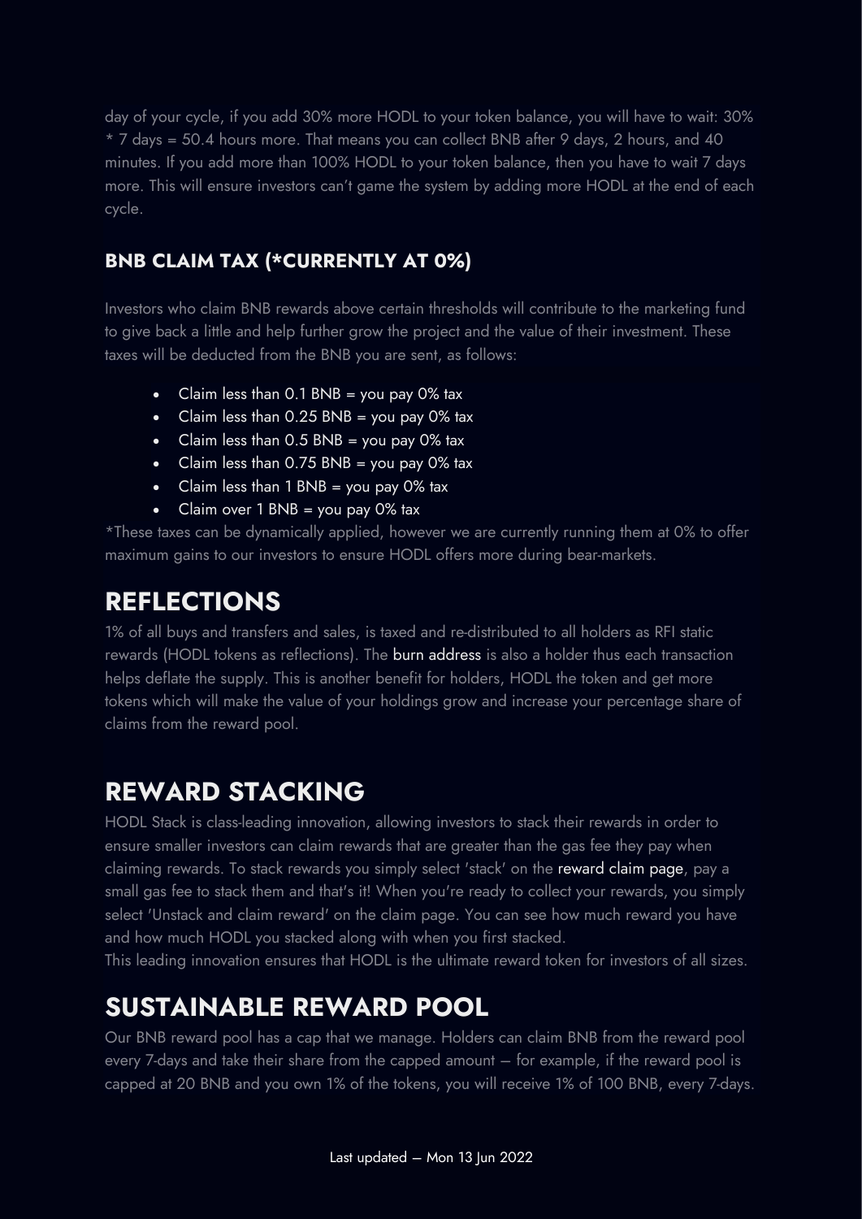day of your cycle, if you add 30% more HODL to your token balance, you will have to wait: 30% * 7 days = 50.4 hours more. That means you can collect BNB after 9 days, 2 hours, and 40 minutes. If you add more than 100% HODL to your token balance, then you have to wait 7 days more. This will ensure investors can't game the system by adding more HODL at the end of each cycle.

### BNB CLAIM TAX (*CURRENTLY AT 0%)

Investors who claim BNB rewards above certain thresholds will contribute to the marketing fund to give back a little and help further grow the project and the value of their investment. These taxes will be deducted from the BNB you are sent, as follows:

- Claim less than 0.1 BNB = you pay 0% tax
- Claim less than 0.25 BNB = you pay 0% tax
- Claim less than 0.5 BNB = you pay 0% tax
- Claim less than 0.75 BNB = you pay 0% tax
- Claim less than 1 BNB = you pay 0% tax
- Claim over 1 BNB = you pay 0% tax

*These taxes can be dynamically applied, however we are currently running them at 0% to offer maximum gains to our investors to ensure HODL offers more during bear-markets.

## REFLECTIONS

1% of all buys and transfers and sales, is taxed and re-distributed to all holders as RFI static rewards (HODL tokens as reflections). The burn address is also a holder thus each transaction helps deflate the supply. This is another benefit for holders, HODL the token and get more tokens which will make the value of your holdings grow and increase your percentage share of claims from the reward pool.

## REWARD STACKING

HODL Stack is class-leading innovation, allowing investors to stack their rewards in order to ensure smaller investors can claim rewards that are greater than the gas fee they pay when claiming rewards. To stack rewards you simply select 'stack' on the reward claim page, pay a small gas fee to stack them and that's it! When you're ready to collect your rewards, you simply select 'Unstack and claim reward' on the claim page. You can see how much reward you have and how much HODL you stacked along with when you first stacked.

This leading innovation ensures that HODL is the ultimate reward token for investors of all sizes.

## SUSTAINABLE REWARD POOL

Our BNB reward pool has a cap that we manage. Holders can claim BNB from the reward pool every 7-days and take their share from the capped amount – for example, if the reward pool is capped at 20 BNB and you own 1% of the tokens, you will receive 1% of 100 BNB, every 7-days.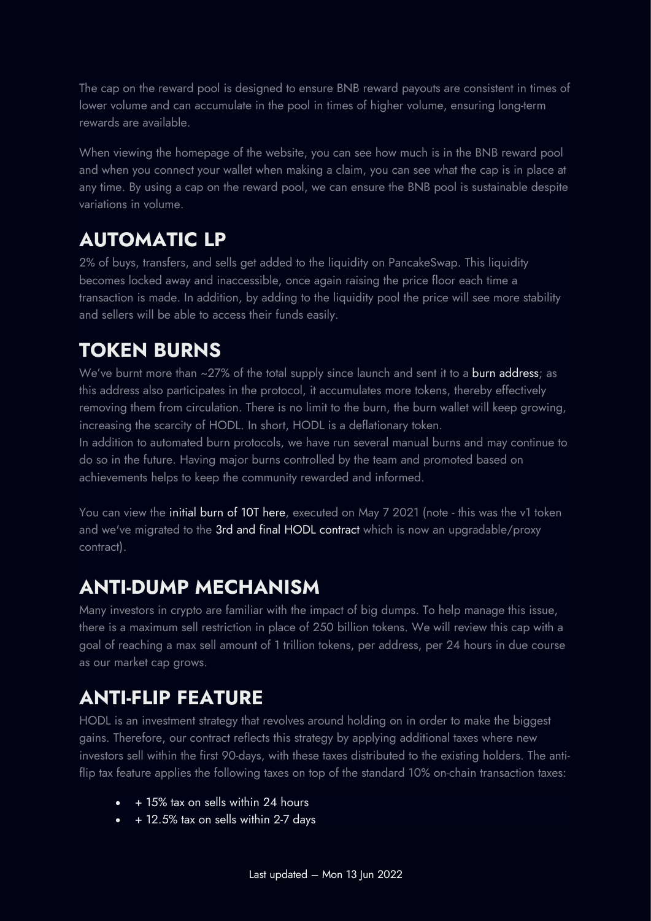The cap on the reward pool is designed to ensure BNB reward payouts are consistent in times of lower volume and can accumulate in the pool in times of higher volume, ensuring long-term rewards are available.

When viewing the homepage of the website, you can see how much is in the BNB reward pool and when you connect your wallet when making a claim, you can see what the cap is in place at any time. By using a cap on the reward pool, we can ensure the BNB pool is sustainable despite variations in volume.

## AUTOMATIC LP

2% of buys, transfers, and sells get added to the liquidity on PancakeSwap. This liquidity becomes locked away and inaccessible, once again raising the price floor each time a transaction is made. In addition, by adding to the liquidity pool the price will see more stability and sellers will be able to access their funds easily.

## TOKEN BURNS

We've burnt more than ~27% of the total supply since launch and sent it to a burn address; as this address also participates in the protocol, it accumulates more tokens, thereby effectively removing them from circulation. There is no limit to the burn, the burn wallet will keep growing, increasing the scarcity of HODL. In short, HODL is a deflationary token.
In addition to automated burn protocols, we have run several manual burns and may continue to do so in the future. Having major burns controlled by the team and promoted based on achievements helps to keep the community rewarded and informed.

You can view the initial burn of 10T here, executed on May 7 2021 (note - this was the v1 token and we've migrated to the 3rd and final HODL contract which is now an upgradable/proxy contract).

## ANTI-DUMP MECHANISM

Many investors in crypto are familiar with the impact of big dumps. To help manage this issue, there is a maximum sell restriction in place of 250 billion tokens. We will review this cap with a goal of reaching a max sell amount of 1 trillion tokens, per address, per 24 hours in due course as our market cap grows.

## ANTI-FLIP FEATURE

HODL is an investment strategy that revolves around holding on in order to make the biggest gains. Therefore, our contract reflects this strategy by applying additional taxes where new investors sell within the first 90-days, with these taxes distributed to the existing holders. The anti-flip tax feature applies the following taxes on top of the standard 10% on-chain transaction taxes:

- + 15% tax on sells within 24 hours
- + 12.5% tax on sells within 2-7 days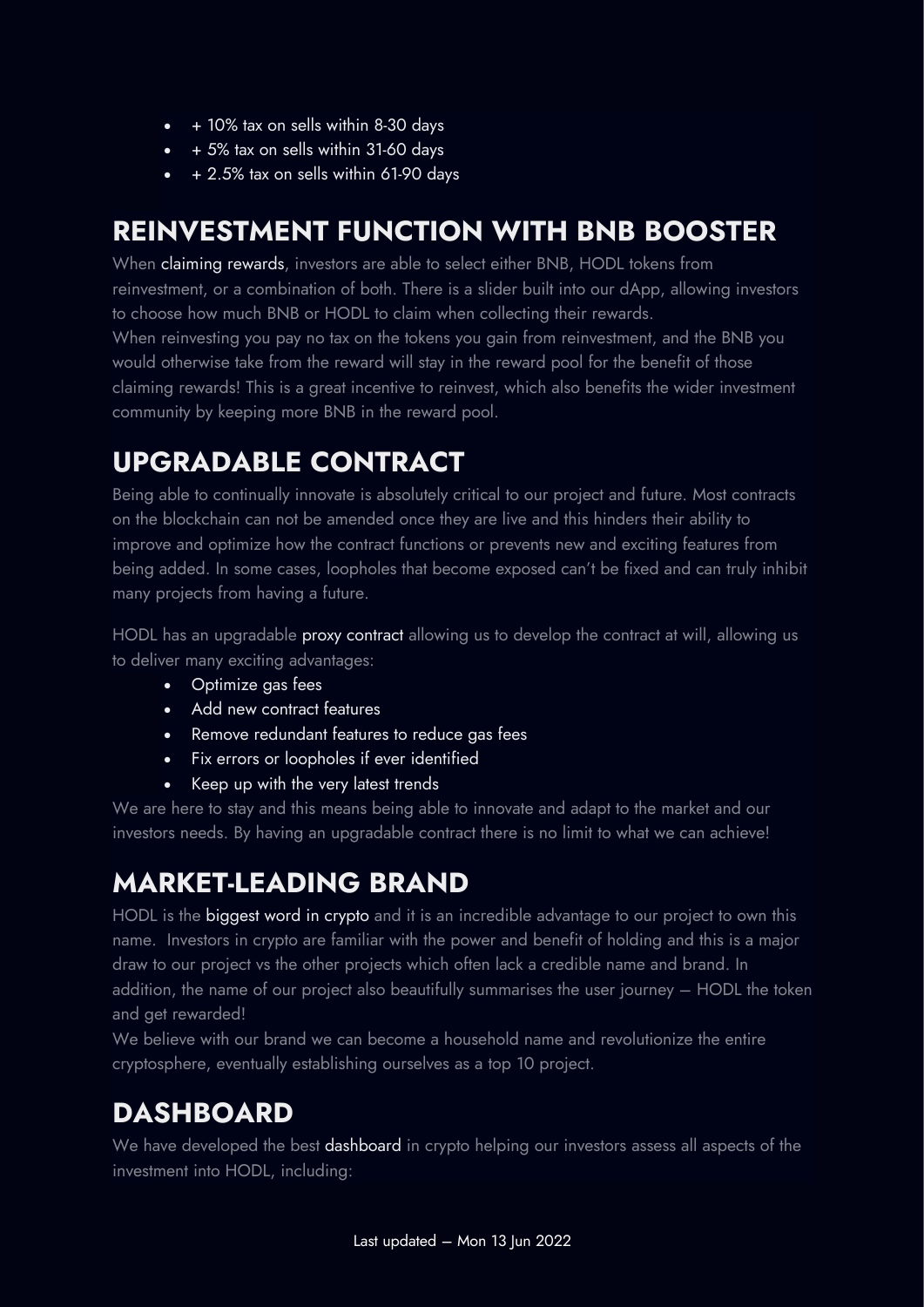- + 10% tax on sells within 8-30 days
- + 5% tax on sells within 31-60 days
- + 2.5% tax on sells within 61-90 days

## REINVESTMENT FUNCTION WITH BNB BOOSTER

When claiming rewards, investors are able to select either BNB, HODL tokens from reinvestment, or a combination of both. There is a slider built into our dApp, allowing investors to choose how much BNB or HODL to claim when collecting their rewards.
When reinvesting you pay no tax on the tokens you gain from reinvestment, and the BNB you would otherwise take from the reward will stay in the reward pool for the benefit of those claiming rewards! This is a great incentive to reinvest, which also benefits the wider investment community by keeping more BNB in the reward pool.

## UPGRADABLE CONTRACT

Being able to continually innovate is absolutely critical to our project and future. Most contracts on the blockchain can not be amended once they are live and this hinders their ability to improve and optimize how the contract functions or prevents new and exciting features from being added. In some cases, loopholes that become exposed can't be fixed and can truly inhibit many projects from having a future.

HODL has an upgradable proxy contract allowing us to develop the contract at will, allowing us to deliver many exciting advantages:

- Optimize gas fees
- Add new contract features
- Remove redundant features to reduce gas fees
- Fix errors or loopholes if ever identified
- Keep up with the very latest trends

We are here to stay and this means being able to innovate and adapt to the market and our investors needs. By having an upgradable contract there is no limit to what we can achieve!

## MARKET-LEADING BRAND

HODL is the biggest word in crypto and it is an incredible advantage to our project to own this name. Investors in crypto are familiar with the power and benefit of holding and this is a major draw to our project vs the other projects which often lack a credible name and brand. In addition, the name of our project also beautifully summarises the user journey – HODL the token and get rewarded!
We believe with our brand we can become a household name and revolutionize the entire cryptosphere, eventually establishing ourselves as a top 10 project.

## DASHBOARD

We have developed the best dashboard in crypto helping our investors assess all aspects of the investment into HODL, including: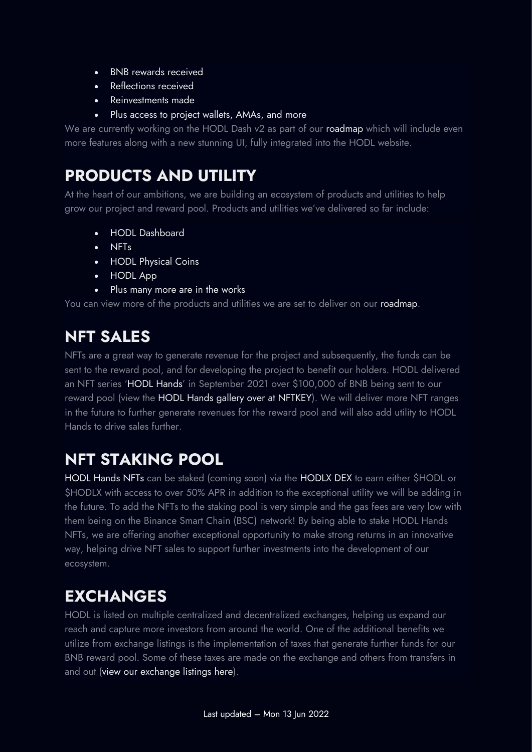- BNB rewards received
- Reflections received
- Reinvestments made
- Plus access to project wallets, AMAs, and more

We are currently working on the HODL Dash v2 as part of our roadmap which will include even more features along with a new stunning UI, fully integrated into the HODL website.

## PRODUCTS AND UTILITY

At the heart of our ambitions, we are building an ecosystem of products and utilities to help grow our project and reward pool. Products and utilities we've delivered so far include:

- HODL Dashboard
- NFTs
- HODL Physical Coins
- HODL App
- Plus many more are in the works

You can view more of the products and utilities we are set to deliver on our roadmap.

## NFT SALES

NFTs are a great way to generate revenue for the project and subsequently, the funds can be sent to the reward pool, and for developing the project to benefit our holders. HODL delivered an NFT series 'HODL Hands' in September 2021 over $100,000 of BNB being sent to our reward pool (view the HODL Hands gallery over at NFTKEY). We will deliver more NFT ranges in the future to further generate revenues for the reward pool and will also add utility to HODL Hands to drive sales further.

## NFT STAKING POOL

HODL Hands NFTs can be staked (coming soon) via the HODLX DEX to earn either $HODL or $HODLX with access to over 50% APR in addition to the exceptional utility we will be adding in the future. To add the NFTs to the staking pool is very simple and the gas fees are very low with them being on the Binance Smart Chain (BSC) network! By being able to stake HODL Hands NFTs, we are offering another exceptional opportunity to make strong returns in an innovative way, helping drive NFT sales to support further investments into the development of our ecosystem.

## EXCHANGES

HODL is listed on multiple centralized and decentralized exchanges, helping us expand our reach and capture more investors from around the world. One of the additional benefits we utilize from exchange listings is the implementation of taxes that generate further funds for our BNB reward pool. Some of these taxes are made on the exchange and others from transfers in and out (view our exchange listings here).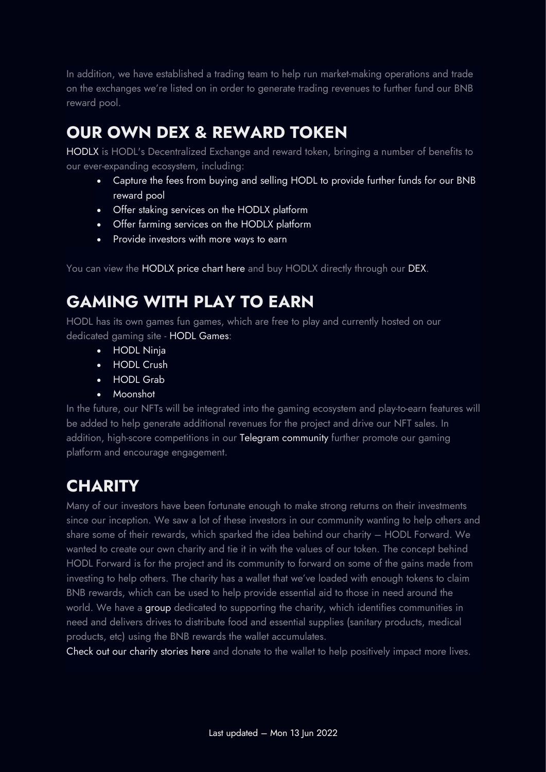In addition, we have established a trading team to help run market-making operations and trade on the exchanges we're listed on in order to generate trading revenues to further fund our BNB reward pool.

## OUR OWN DEX & REWARD TOKEN

HODLX is HODL's Decentralized Exchange and reward token, bringing a number of benefits to our ever-expanding ecosystem, including:

- Capture the fees from buying and selling HODL to provide further funds for our BNB reward pool
- Offer staking services on the HODLX platform
- Offer farming services on the HODLX platform
- Provide investors with more ways to earn

You can view the HODLX price chart here and buy HODLX directly through our DEX.

## GAMING WITH PLAY TO EARN

HODL has its own games fun games, which are free to play and currently hosted on our dedicated gaming site - HODL Games:

- HODL Ninja
- HODL Crush
- HODL Grab
- Moonshot

In the future, our NFTs will be integrated into the gaming ecosystem and play-to-earn features will be added to help generate additional revenues for the project and drive our NFT sales. In addition, high-score competitions in our Telegram community further promote our gaming platform and encourage engagement.

## CHARITY

Many of our investors have been fortunate enough to make strong returns on their investments since our inception. We saw a lot of these investors in our community wanting to help others and share some of their rewards, which sparked the idea behind our charity – HODL Forward. We wanted to create our own charity and tie it in with the values of our token. The concept behind HODL Forward is for the project and its community to forward on some of the gains made from investing to help others. The charity has a wallet that we've loaded with enough tokens to claim BNB rewards, which can be used to help provide essential aid to those in need around the world. We have a group dedicated to supporting the charity, which identifies communities in need and delivers drives to distribute food and essential supplies (sanitary products, medical products, etc) using the BNB rewards the wallet accumulates.

Check out our charity stories here and donate to the wallet to help positively impact more lives.

Last updated – Mon 13 Jun 2022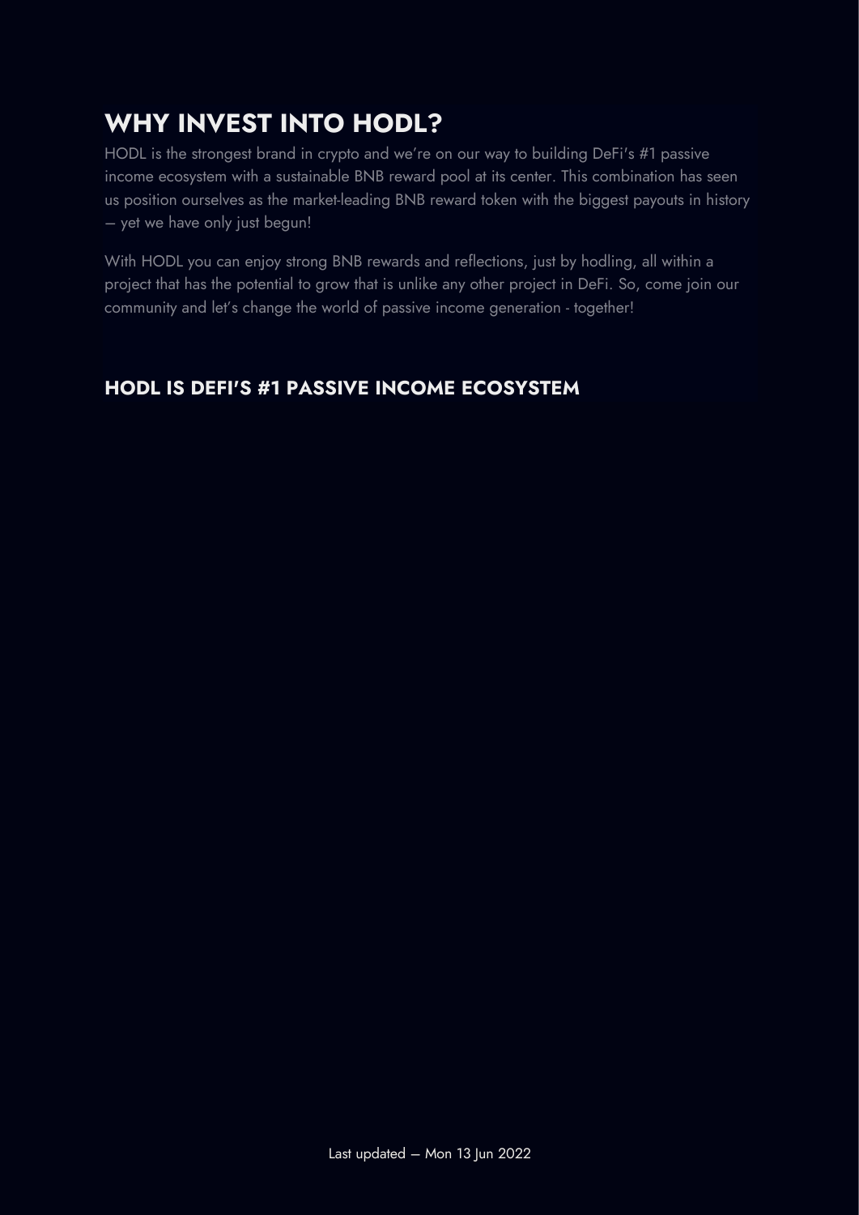# WHY INVEST INTO HODL?

HODL is the strongest brand in crypto and we're on our way to building DeFi's #1 passive income ecosystem with a sustainable BNB reward pool at its center. This combination has seen us position ourselves as the market-leading BNB reward token with the biggest payouts in history – yet we have only just begun!

With HODL you can enjoy strong BNB rewards and reflections, just by hodling, all within a project that has the potential to grow that is unlike any other project in DeFi. So, come join our community and let's change the world of passive income generation - together!

### HODL IS DEFI'S #1 PASSIVE INCOME ECOSYSTEM

Last updated – Mon 13 Jun 2022